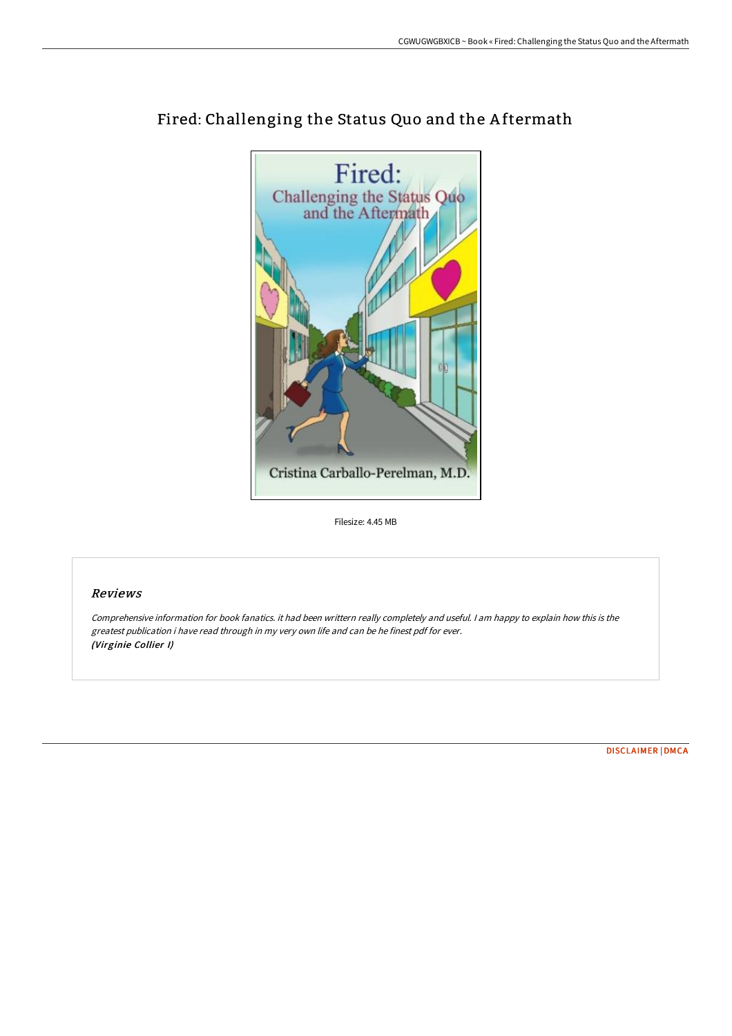# Fired: Challenging the Status Quo and the Aftermath

Filesize: 4.45 MB

## Reviews

*Comprehensive information for book fanatics. it had been writtern really completely and useful. I am happy to explain how this is the greatest publication i have read through in my very own life and can be he finest pdf for ever.*
***(Virginie Collier I)***

DISCLAIMER | DMCA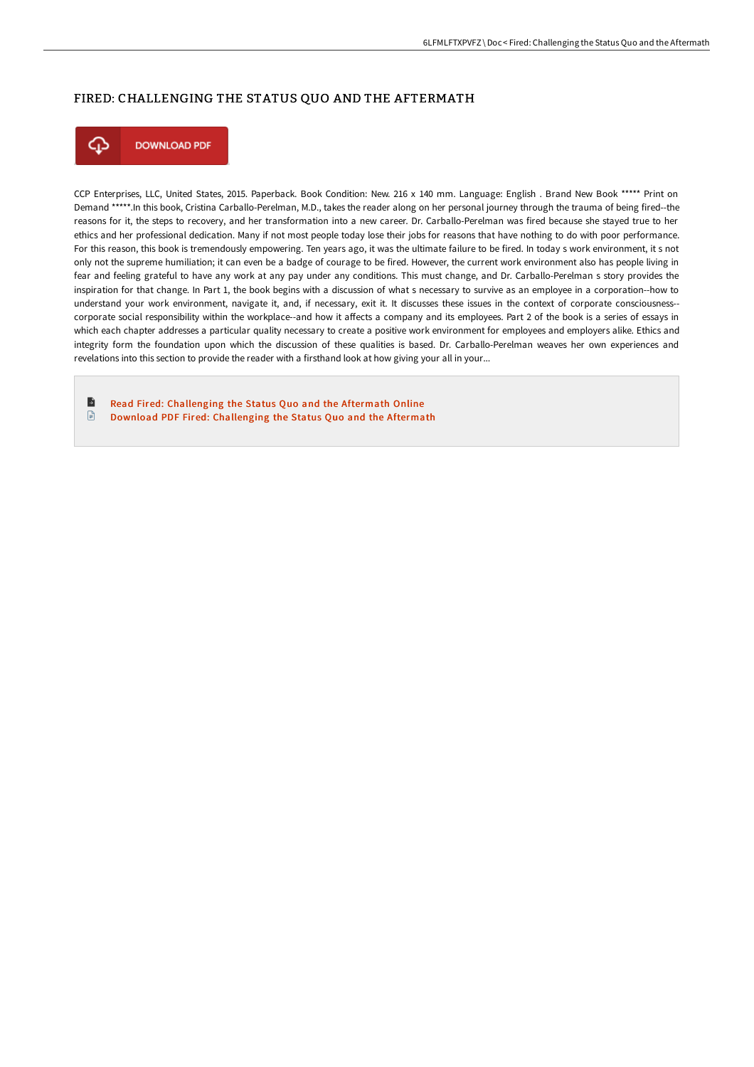# FIRED: CHALLENGING THE STATUS QUO AND THE AFTERMATH

DOWNLOAD PDF

CCP Enterprises, LLC, United States, 2015. Paperback. Book Condition: New. 216 x 140 mm. Language: English . Brand New Book ***** Print on Demand *****.In this book, Cristina Carballo-Perelman, M.D., takes the reader along on her personal journey through the trauma of being fired--the reasons for it, the steps to recovery, and her transformation into a new career. Dr. Carballo-Perelman was fired because she stayed true to her ethics and her professional dedication. Many if not most people today lose their jobs for reasons that have nothing to do with poor performance. For this reason, this book is tremendously empowering. Ten years ago, it was the ultimate failure to be fired. In today s work environment, it s not only not the supreme humiliation; it can even be a badge of courage to be fired. However, the current work environment also has people living in fear and feeling grateful to have any work at any pay under any conditions. This must change, and Dr. Carballo-Perelman s story provides the inspiration for that change. In Part 1, the book begins with a discussion of what s necessary to survive as an employee in a corporation--how to understand your work environment, navigate it, and, if necessary, exit it. It discusses these issues in the context of corporate consciousness--corporate social responsibility within the workplace--and how it affects a company and its employees. Part 2 of the book is a series of essays in which each chapter addresses a particular quality necessary to create a positive work environment for employees and employers alike. Ethics and integrity form the foundation upon which the discussion of these qualities is based. Dr. Carballo-Perelman weaves her own experiences and revelations into this section to provide the reader with a firsthand look at how giving your all in your...

Read Fired: Challenging the Status Quo and the Aftermath Online

Download PDF Fired: Challenging the Status Quo and the Aftermath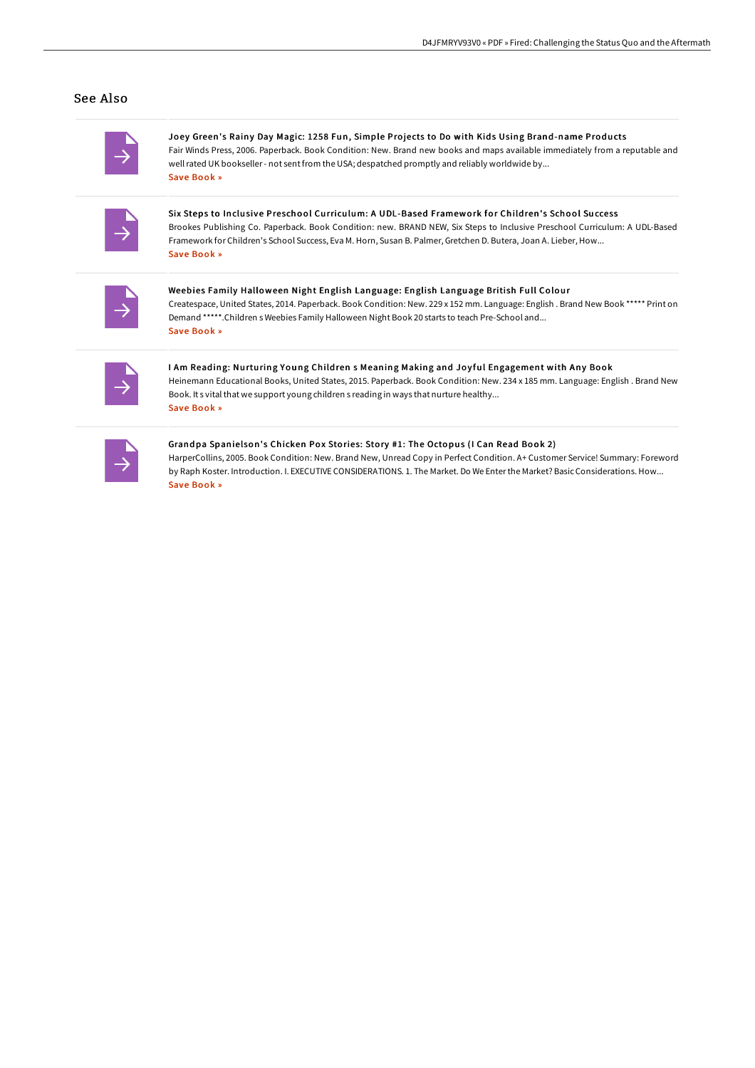## See Also

**Joey Green's Rainy Day Magic: 1258 Fun, Simple Projects to Do with Kids Using Brand-name Products**

Fair Winds Press, 2006. Paperback. Book Condition: New. Brand new books and maps available immediately from a reputable and well rated UK bookseller - not sent from the USA; despatched promptly and reliably worldwide by...

Save Book »

**Six Steps to Inclusive Preschool Curriculum: A UDL-Based Framework for Children's School Success**

Brookes Publishing Co. Paperback. Book Condition: new. BRAND NEW, Six Steps to Inclusive Preschool Curriculum: A UDL-Based Framework for Children's School Success, Eva M. Horn, Susan B. Palmer, Gretchen D. Butera, Joan A. Lieber, How...

Save Book »

**Weebies Family Halloween Night English Language: English Language British Full Colour**

Createspace, United States, 2014. Paperback. Book Condition: New. 229 x 152 mm. Language: English . Brand New Book ***** Print on Demand *****.Children s Weebies Family Halloween Night Book 20 starts to teach Pre-School and...

Save Book »

**I Am Reading: Nurturing Young Children s Meaning Making and Joyful Engagement with Any Book**

Heinemann Educational Books, United States, 2015. Paperback. Book Condition: New. 234 x 185 mm. Language: English . Brand New Book. It s vital that we support young children s reading in ways that nurture healthy...

Save Book »

**Grandpa Spanielson's Chicken Pox Stories: Story #1: The Octopus (I Can Read Book 2)**

HarperCollins, 2005. Book Condition: New. Brand New, Unread Copy in Perfect Condition. A+ Customer Service! Summary: Foreword by Raph Koster. Introduction. I. EXECUTIVE CONSIDERATIONS. 1. The Market. Do We Enter the Market? Basic Considerations. How...

Save Book »